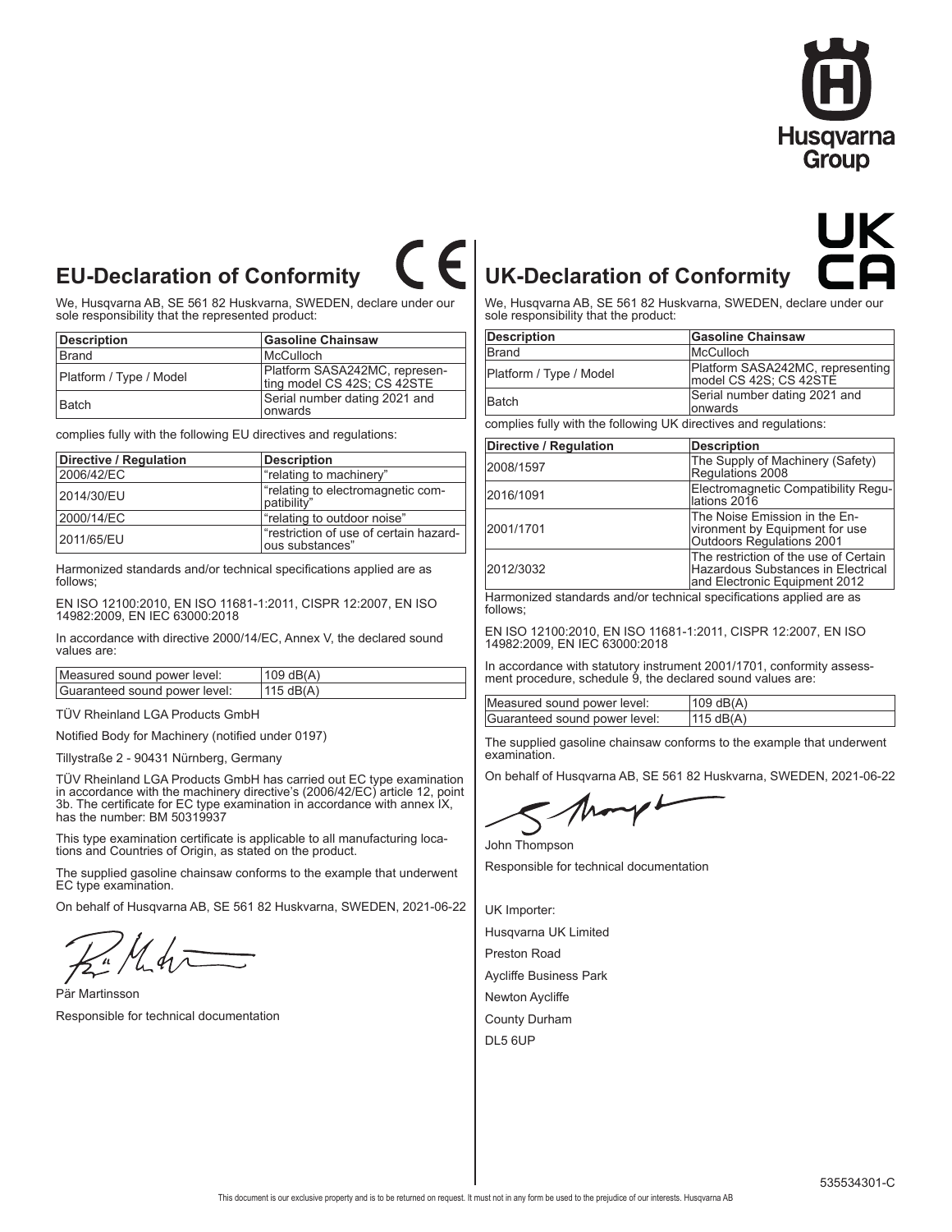Husqvarna Group

## EU-Declaration of Conformity

We, Husqvarna AB, SE 561 82 Huskvarna, SWEDEN, declare under our sole responsibility that the represented product:

| Description | Gasoline Chainsaw |
|---|---|
| Brand | McCulloch |
| Platform / Type / Model | Platform SASA242MC, representing model CS 42S; CS 42STE |
| Batch | Serial number dating 2021 and onwards |

complies fully with the following EU directives and regulations:

| Directive / Regulation | Description |
|---|---|
| 2006/42/EC | "relating to machinery" |
| 2014/30/EU | "relating to electromagnetic compatibility" |
| 2000/14/EC | "relating to outdoor noise" |
| 2011/65/EU | "restriction of use of certain hazardous substances" |

Harmonized standards and/or technical specifications applied are as follows;

EN ISO 12100:2010, EN ISO 11681-1:2011, CISPR 12:2007, EN ISO 14982:2009, EN IEC 63000:2018

In accordance with directive 2000/14/EC, Annex V, the declared sound values are:

| Measured sound power level: | 109 dB(A) |
|---|---|
| Guaranteed sound power level: | 115 dB(A) |

TÜV Rheinland LGA Products GmbH

Notified Body for Machinery (notified under 0197)

Tillystraße 2 - 90431 Nürnberg, Germany

TÜV Rheinland LGA Products GmbH has carried out EC type examination in accordance with the machinery directive's (2006/42/EC) article 12, point 3b. The certificate for EC type examination in accordance with annex IX, has the number: BM 50319937

This type examination certificate is applicable to all manufacturing locations and Countries of Origin, as stated on the product.

The supplied gasoline chainsaw conforms to the example that underwent EC type examination.

On behalf of Husqvarna AB, SE 561 82 Huskvarna, SWEDEN, 2021-06-22

Pär Martinsson

Responsible for technical documentation

## UK-Declaration of Conformity

We, Husqvarna AB, SE 561 82 Huskvarna, SWEDEN, declare under our sole responsibility that the product:

| Description | Gasoline Chainsaw |
|---|---|
| Brand | McCulloch |
| Platform / Type / Model | Platform SASA242MC, representing model CS 42S; CS 42STE |
| Batch | Serial number dating 2021 and onwards |

complies fully with the following UK directives and regulations:

| Directive / Regulation | Description |
|---|---|
| 2008/1597 | The Supply of Machinery (Safety) Regulations 2008 |
| 2016/1091 | Electromagnetic Compatibility Regulations 2016 |
| 2001/1701 | The Noise Emission in the Environment by Equipment for use Outdoors Regulations 2001 |
| 2012/3032 | The restriction of the use of Certain Hazardous Substances in Electrical and Electronic Equipment 2012 |

Harmonized standards and/or technical specifications applied are as follows;

EN ISO 12100:2010, EN ISO 11681-1:2011, CISPR 12:2007, EN ISO 14982:2009, EN IEC 63000:2018

In accordance with statutory instrument 2001/1701, conformity assessment procedure, schedule 9, the declared sound values are:

| Measured sound power level: | 109 dB(A) |
|---|---|
| Guaranteed sound power level: | 115 dB(A) |

The supplied gasoline chainsaw conforms to the example that underwent examination.

On behalf of Husqvarna AB, SE 561 82 Huskvarna, SWEDEN, 2021-06-22

John Thompson

Responsible for technical documentation

UK Importer:

Husqvarna UK Limited

Preston Road

Aycliffe Business Park

Newton Aycliffe

County Durham

DL5 6UP

535534301-C

This document is our exclusive property and is to be returned on request. It must not in any form be used to the prejudice of our interests. Husqvarna AB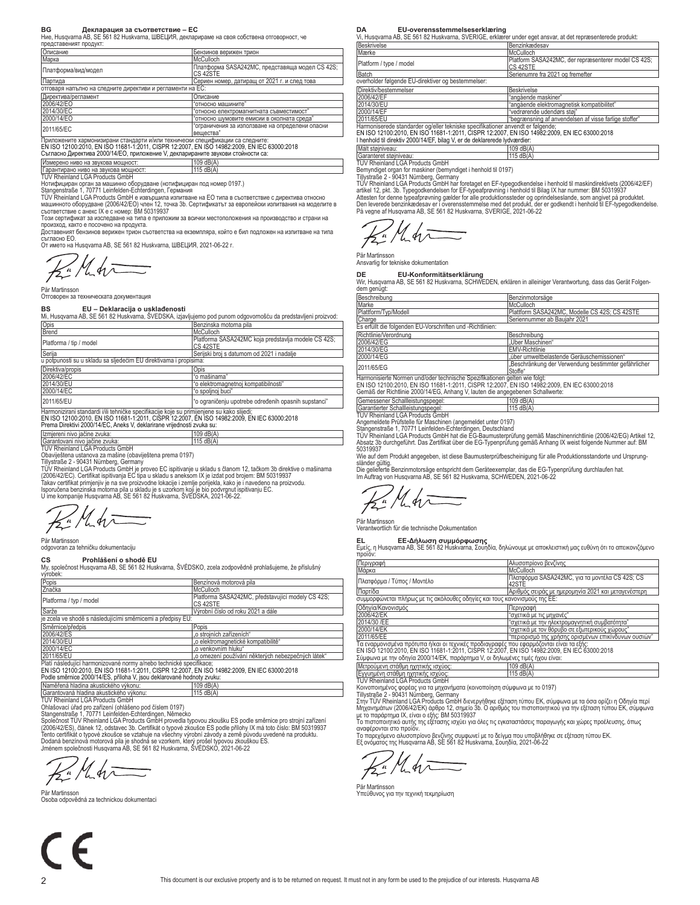## BG Декларация за съответствие – ЕС

Ние, Husqvarna AB, SE 561 82 Huskvarna, ШВЕЦИЯ, декларираме на своя собствена отговорност, че представеният продукт:

| Описание | Бензинов верижен трион |
|---|---|
| Марка | McCulloch |
| Платформа/вид/модел | Платформа SASA242MC, представяща модел CS 42S; CS 42STE |
| Партида | Сериен номер, датиращ от 2021 г. и след това |

отговаря напълно на следните директиви и регламенти на ЕС:

| Директива/регламент | Описание |
|---|---|
| 2006/42/ЕО | "относно машините" |
| 2014/30/ЕС | "относно електромагнитната съвместимост" |
| 2000/14/ЕО | "относно шумовите емисии в околната среда" |
| 2011/65/ЕС | "ограничения за използване на определени опасни вещества" |

Приложените хармонизирани стандарти и/или технически спецификации са следните:
EN ISO 12100:2010, EN ISO 11681-1:2011, CISPR 12:2007, EN ISO 14982:2009, EN IEC 63000:2018
Съгласно Директива 2000/14/ЕО, приложение V, декларираните звукови стойности са:

| Измерено ниво на звукова мощност: | 109 dB(A) |
|---|---|
| Гарантирано ниво на звукова мощност: | 115 dB(A) |

TÜV Rheinland LGA Products GmbH
Нотифициран орган за машинно оборудване (нотифициран под номер 0197.)
Stangenstraße 1, 70771 Leinfelden-Echterdingen, Германия
TÜV Rheinland LGA Products GmbH е извършила изпитване на ЕО типа в съответствие с директива относно машинното оборудване (2006/42/ЕО) член 12, точка 3b. Сертификатът за европейски изпитвания на моделите в съответствие с анекс IX е с номер: BM 50319937
Този сертификат за изследване на типа е приложим за всички местоположения на производството и страни на произход, както е посочено на продукта.
Доставеният бензинов верижен трион съответства на екземпляра, който е бил подложен на изпитване на типа съгласно ЕО.
От името на Husqvarna AB, SE 561 82 Huskvarna, ШВЕЦИЯ, 2021-06-22 г.

Pär Martinsson
Отговорен за техническата документация

## BS EU – Deklaracija o usklađenosti

Mi, Husqvarna AB, SE 561 82 Huskvarna, ŠVEDSKA, izjavljujemo pod punom odgovornošću da predstavljeni proizvod:

| Opis | Benzinska motorna pila |
|---|---|
| Brend | McCulloch |
| Platforma / tip / model | Platforma SASA242MC koja predstavlja modele CS 42S; CS 42STE |
| Serija | Serijski broj s datumom od 2021 i nadalje |

u potpunosti su u skladu sa sljedećim EU direktivama i propisima:

| Direktiva/propis | Opis |
|---|---|
| 2006/42/EC | "o mašinama" |
| 2014/30/EU | "o elektromagnetnoj kompatibilnosti" |
| 2000/14/EC | "o spoljnoj buci" |
| 2011/65/EU | "o ograničenju upotrebe određenih opasnih supstanci" |

Harmonizirani standardi i/ili tehničke specifikacije koje su primijenjene su kako slijedi;
EN ISO 12100:2010, EN ISO 11681-1:2011, CISPR 12:2007, EN ISO 14982:2009, EN IEC 63000:2018
Prema Direktivi 2000/14/EC, Aneks V, deklarirane vrijednosti zvuka su:

| Izmjereni nivo jačine zvuka: | 109 dB(A) |
|---|---|
| Garantovani nivo jačine zvuka: | 115 dB(A) |

TÜV Rheinland LGA Products GmbH
Obaviještena ustanova za mašine (obaviještena prema 0197)
Tillystraße 2 - 90431 Nürnberg, Germany
TÜV Rheinland LGA Products GmbH je proveo EC ispitivanje u skladu s članom 12, tačkom 3b direktive o mašinama (2006/42/EC). Certifikat ispitivanja EC tipa u skladu s aneksom IX je izdat pod brojem: BM 50319937
Takav certifikat primjenjiv je na sve proizvodne lokacije i zemlje porijekla, kako je i navedeno na proizvodu.
Isporučena benzinska motorna pila u skladu je s uzorkom koji je bio podvrgnut ispitivanju EC.
U ime kompanije Husqvarna AB, SE 561 82 Huskvarna, ŠVEDSKA, 2021-06-22.

Pär Martinsson
odgovoran za tehničku dokumentaciju

## CS Prohlášení o shodě EU

My, společnost Husqvarna AB, SE 561 82 Huskvarna, ŠVÉDSKO, zcela zodpovědně prohlašujeme, že příslušný výrobek:

| Popis | Benzinová motorová pila |
|---|---|
| Značka | McCulloch |
| Platforma / typ / model | Platforma SASA242MC, představující modely CS 42S; CS 42STE |
| Šarže | Výrobní číslo od roku 2021 a dále |

je zcela ve shodě s následujícími směrnicemi a předpisy EU:

| Směrnice/předpis | Popis |
|---|---|
| 2006/42/ES | „o strojních zařízeních" |
| 2014/30/EU | „o elektromagnetické kompatibilitě" |
| 2000/14/EC | „o venkovním hluku" |
| 2011/65/EU | „o omezení používání některých nebezpečných látek" |

Platí následující harmonizované normy a/nebo technické specifikace;
EN ISO 12100:2010, EN ISO 11681-1:2011, CISPR 12:2007, EN ISO 14982:2009, EN IEC 63000:2018
Podle směrnice 2000/14/ES, příloha V, jsou deklarované hodnoty zvuku:

| Naměřená hladina akustického výkonu: | 109 dB(A) |
|---|---|
| Garantovaná hladina akustického výkonu: | 115 dB(A) |

TÜV Rheinland LGA Products GmbH
Ohlašovací úřad pro zařízení (ohlášeno pod číslem 0197)
Stangenstraße 1, 70771 Leinfelden-Echterdingen, Německo
Společnost TÜV Rheinland LGA Products GmbH provedla typovou zkoušku ES podle směrnice pro strojní zařízení (2006/42/ES), článek 12, odstavec 3b. Certifikát o typové zkoušce ES podle přílohy IX má toto číslo: BM 50319937
Tento certifikát o typové zkoušce se vztahuje na všechny výrobní závody a země původu uvedené na produktu.
Dodaná benzinová motorová pila je shodná se vzorkem, který prošel typovou zkouškou ES.
Jménem společnosti Husqvarna AB, SE 561 82 Huskvarna, ŠVÉDSKO, 2021-06-22

Pär Martinsson
Osoba odpovědná za technickou dokumentaci

## DA EU-overensstemmelseserklæring

Vi, Husqvarna AB, SE 561 82 Huskvarna, SVERIGE, erklærer under eget ansvar, at det repræsenterede produkt:

| Beskrivelse | Benzinkædesav |
|---|---|
| Mærke | McCulloch |
| Platform / type / model | Platform SASA242MC, der repræsenterer model CS 42S; CS 42STE |
| Batch | Serienumre fra 2021 og fremefter |

overholder følgende EU-direktiver og bestemmelser:

| Direktiv/bestemmelser | Beskrivelse |
|---|---|
| 2006/42/EF | "angående maskiner" |
| 2014/30/EU | "angående elektromagnetisk kompatibilitet" |
| 2000/14/EF | "vedrørende udendørs støj" |
| 2011/65/EU | "begrænsning af anvendelsen af visse farlige stoffer" |

Harmoniserede standarder og/eller tekniske specifikationer anvendt er følgende;
EN ISO 12100:2010, EN ISO 11681-1:2011, CISPR 12:2007, EN ISO 14982:2009, EN IEC 63000:2018
I henhold til direktiv 2000/14/EF, bilag V, er de deklarerede lydværdier:

| Målt støjniveau: | 109 dB(A) |
|---|---|
| Garanteret støjniveau: | 115 dB(A) |

TÜV Rheinland LGA Products GmbH
Bemyndiget organ for maskiner (bemyndiget i henhold til 0197)
Tillystraße 2 - 90431 Nürnberg, Germany
TÜV Rheinland LGA Products GmbH har foretaget en EF-typegodkendelse i henhold til maskindirektivets (2006/42/EF) artikel 12, pkt. 3b. Typegodkendelsen for EF-typeafprøvning i henhold til Bilag IX har nummer: BM 50319937
Attesten for denne typeafprøvning gælder for alle produktionssteder og oprindelseslande, som angivet på produktet.
Den leverede benzinkædesav er i overensstemmelse med det produkt, der er godkendt i henhold til EF-typegodkendelse.
På vegne af Husqvarna AB, SE 561 82 Huskvarna, SVERIGE, 2021-06-22

Pär Martinsson
Ansvarlig for tekniske dokumentation

## DE EU-Konformitätserklärung

Wir, Husqvarna AB, SE 561 82 Huskvarna, SCHWEDEN, erklären in alleiniger Verantwortung, dass das Gerät Folgendem genügt:

| Beschreibung | Benzinmotorsäge |
|---|---|
| Marke | McCulloch |
| Plattform/Typ/Modell | Plattform SASA242MC, Modelle CS 42S; CS 42STE |
| Charge | Seriennummer ab Baujahr 2021 |

Es erfüllt die folgenden EU-Vorschriften und -Richtlinien:

| Richtlinie/Verordnung | Beschreibung |
|---|---|
| 2006/42/EG | „Über Maschinen" |
| 2014/30/EG | EMV-Richtlinie |
| 2000/14/EG | „über umweltbelastende Geräuschemissionen" |
| 2011/65/EG | „Beschränkung der Verwendung bestimmter gefährlicher Stoffe" |

Harmonisierte Normen und/oder technische Spezifikationen gelten wie folgt:
EN ISO 12100:2010, EN ISO 11681-1:2011, CISPR 12:2007, EN ISO 14982:2009, EN IEC 63000:2018
Gemäß der Richtlinie 2000/14/EG, Anhang V, lauten die angegebenen Schallwerte:

| Gemessener Schallleistungspegel: | 109 dB(A) |
|---|---|
| Garantierter Schallleistungspegel: | 115 dB(A) |

TÜV Rheinland LGA Products GmbH
Angemeldete Prüfstelle für Maschinen (angemeldet unter 0197)
Stangenstraße 1, 70771 Leinfelden-Echterdingen, Deutschland
TÜV Rheinland LGA Products GmbH hat die EG-Baumusterprüfung gemäß Maschinenrichtlinie (2006/42/EG) Artikel 12, Absatz 3b durchgeführt. Das Zertifikat über die EG-Typenprüfung gemäß Anhang IX weist folgende Nummer auf: BM 50319937
Wie auf dem Produkt angegeben, ist diese Baumusterprüfbescheinigung für alle Produktionsstandorte und Ursprungsländer gültig.
Die gelieferte Benzinmotorsäge entspricht dem Geräteexemplar, das die EG-Typenprüfung durchlaufen hat.
Im Auftrag von Husqvarna AB, SE 561 82 Huskvarna, SCHWEDEN, 2021-06-22

Pär Martinsson
Verantwortlich für die technische Dokumentation

## EL ΕΕ-Δήλωση συμμόρφωσης

Εμείς, η Husqvarna AB, SE 561 82 Huskvarna, Σουηδία, δηλώνουμε με αποκλειστική μας ευθύνη ότι το απεικονιζόμενο προϊόν:

| Περιγραφή | Αλυσοπρίονο βενζίνης |
|---|---|
| Μάρκα | McCulloch |
| Πλατφόρμα / Τύπος / Μοντέλο | Πλατφόρμα SASA242MC, για τα μοντέλα CS 42S; CS 42STE |
| Παρτίδα | Αριθμός σειράς με ημερομηνία 2021 και μεταγενέστερη |

συμμορφώνεται πλήρως με τις ακόλουθες οδηγίες και τους κανονισμούς της ΕΕ:

| Οδηγία/Κανονισμός | Περιγραφή |
|---|---|
| 2006/42/ΕΚ | "σχετικά με τις μηχανές" |
| 2014/30 /ΕΕ | "σχετικά με την ηλεκτρομαγνητική συμβατότητα" |
| 2000/14/ΕΚ | "σχετικά με τον θόρυβο σε εξωτερικούς χώρους" |
| 2011/65/ΕΕ | "περιορισμό της χρήσης ορισμένων επικίνδυνων ουσιών" |

Τα εναρμονισμένα πρότυπα ή/και οι τεχνικές προδιαγραφές που εφαρμόζονται είναι τα εξής:
EN ISO 12100:2010, EN ISO 11681-1:2011, CISPR 12:2007, EN ISO 14982:2009, EN IEC 63000:2018
Σύμφωνα με την οδηγία 2000/14/ΕΚ, παράρτημα V, οι δηλωμένες τιμές ήχου είναι:

| Μετρούμενη στάθμη ηχητικής ισχύος: | 109 dB(A) |
|---|---|
| Εγγυημένη στάθμη ηχητικής ισχύος: | 115 dB(A) |

TÜV Rheinland LGA Products GmbH
Κοινοποιημένος φορέας για τα μηχανήματα (κοινοποίηση σύμφωνα με το 0197)
Tillystraße 2 - 90431 Nürnberg, Germany
Στην TÜV Rheinland LGA Products GmbH διενεργήθηκε εξέταση τύπου ΕΚ, σύμφωνα με τα όσα ορίζει η Οδηγία περί Μηχανημάτων (2006/42/ΕΚ) άρθρο 12, σημείο 3b. Ο αριθμός του πιστοποιητικού για την εξέταση τύπου ΕΚ, σύμφωνα με το παράρτημα IX, είναι ο εξής: BM 50319937
Το πιστοποιητικό αυτής της εξέτασης ισχύει για όλες τις εγκαταστάσεις παραγωγής και χώρες προέλευσης, όπως αναφέρονται στο προϊόν.
Το παρεχόμενο αλυσοπρίονο βενζίνης συμφωνεί με το δείγμα που υποβλήθηκε σε εξέταση τύπου ΕΚ.
Εξ ονόματος της Husqvarna AB, SE 561 82 Huskvarna, Σουηδία, 2021-06-22

Pär Martinsson
Υπεύθυνος για την τεχνική τεκμηρίωση

CE

This document is our exclusive property and is to be returned on request. It must not in any form be used to the prejudice of our interests. Husqvarna AB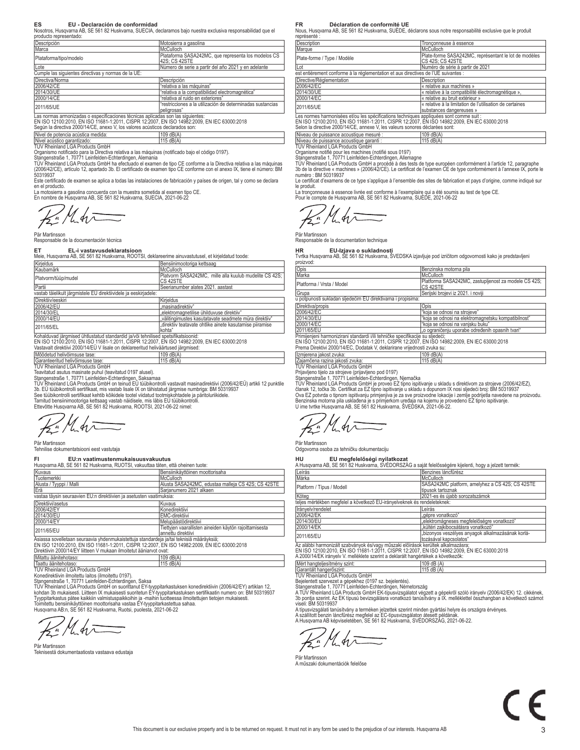## ES EU - Declaración de conformidad

Nosotros, Husqvarna AB, SE 561 82 Huskvarna, SUECIA, declaramos bajo nuestra exclusiva responsabilidad que el producto representado:

| Descripción | Motosierra a gasolina |
|---|---|
| Marca | McCulloch |
| Plataforma/tipo/modelo | Plataforma SASA242MC, que representa los modelos CS 42S; CS 42STE |
| Lote | Número de serie a partir del año 2021 y en adelante |

Cumple las siguientes directivas y normas de la UE:

| Directiva/Norma | Descripción |
|---|---|
| 2006/42/CE | "relativa a las máquinas" |
| 2014/30/UE | "relativa a la compatibilidad electromagnética" |
| 2000/14/CE | "relativa al ruido en exteriores" |
| 2011/65/UE | "restricciones a la utilización de determinadas sustancias peligrosas" |

Las normas armonizadas o especificaciones técnicas aplicadas son las siguientes:
EN ISO 12100:2010, EN ISO 11681-1:2011, CISPR 12:2007, EN ISO 14982:2009, EN IEC 63000:2018
Según la directiva 2000/14/CE, anexo V, los valores acústicos declarados son:

| Nivel de potencia acústica medida: | 109 dB(A) |
|---|---|
| Nivel acústico garantizado: | 115 dB(A) |

TÜV Rheinland LGA Products GmbH
Organismo notificado para la Directiva relativa a las máquinas (notificado bajo el código 0197).
Stangenstraße 1, 70771 Leinfelden-Echterdingen, Alemania
TÜV Rheinland LGA Products GmbH ha efectuado el examen de tipo CE conforme a la Directiva relativa a las máquinas (2006/42/CE), artículo 12, apartado 3b. El certificado de examen tipo CE conforme con el anexo IX, tiene el número: BM 50319937
Este certificado de examen se aplica a todas las instalaciones de fabricación y países de origen, tal y como se declara en el producto.
La motosierra a gasolina concuerda con la muestra sometida al examen tipo CE.
En nombre de Husqvarna AB, SE 561 82 Huskvarna, SUECIA, 2021-06-22

Pär Martinsson
Responsable de la documentación técnica

## ET EL-i vastavusdeklaratsioon

Meie, Husqvarna AB, SE 561 82 Huskvarna, ROOTSI, deklareerime ainuvastutusel, et kirjeldatud toode:

| Kirjeldus | Bensiinimootoriga kettsaag |
|---|---|
| Kaubamärk | McCulloch |
| Platvorm/tüüp/mudel | Platvorm SASA242MC, mille alla kuulub mudelite CS 42S; CS 42STE |
| Partii | Seerianumber alates 2021. aastast |

vastab täielikult järgmistele EL direktiividele ja eeskirjadele:

| Direktiiv/eeskiri | Kirjeldus |
|---|---|
| 2006/42/EÜ | „masinadirektiiv" |
| 2014/30/EL | „elektromagnetilise ühilduvuse direktiiv" |
| 2000/14/EU | „välitingimustes kasutatavate seadmete müra direktiiv" |
| 2011/65/EL | „direktiiv teatavate ohtlike ainete kasutamise piiramise kohta" |

Kohalduvad järgmised ühtlustatud standardid ja/või tehnilised spetsifikatsioonid:
EN ISO 12100:2010, EN ISO 11681-1:2011, CISPR 12:2007, EN ISO 14982:2009, EN IEC 63000:2018
Vastavalt direktiivi 2000/14/EÜ V lisale on deklareeritud heliväärtused järgmised:

| Mõõdetud helivõimsuse tase: | 109 dB(A) |
|---|---|
| Garanteeritud helivõimsuse tase: | 115 dB(A) |

TÜV Rheinland LGA Products GmbH
Teavitatud asutus masinate puhul (teavitatud 0197 alusel).
Stangenstraße 1, 70771 Leinfelden-Echterdingen, Saksamaa
TÜV Rheinland LGA Products GmbH on teinud EÜ tüübikontrolli vastavalt masinadirektiivi (2006/42/EÜ) artikli 12 punktile 3b. EÜ tüübikontrolli sertifikaat, mis vastab lisale IX on tähistatud järgmise numbriga: BM 50319937
See tüübikontrolli sertifikaat kehtib kõikidele tootel viidatud tootmiskohtadele ja päritoluriikidele.
Tarnitud bensiinimootoriga kettsaag vastab näidisele, mis läbis EÜ tüübikontrolli.
Ettevõtte Husqvarna AB, SE 561 82 Huskvarna, ROOTSI, 2021-06-22 nimel:

Pär Martinsson
Tehnilise dokumentatsiooni eest vastutaja

## FI EU:n vaatimustenmukaisuusvakuutus

Husqvarna AB, SE 561 82 Huskvarna, RUOTSI, vakuuttaa täten, että oheinen tuote:

| Kuvaus | Bensiinikäyttöinen moottorisaha |
|---|---|
| Tuotemerkki | McCulloch |
| Alusta / Tyyppi / Malli | Alusta SASA242MC, edustaa malleja CS 42S; CS 42STE |
| Erä | Sarjanumero 2021 alkaen |

vastaa täysin seuraavien EU:n direktiivien ja asetusten vaatimuksia:

| Direktiivi/asetus | Kuvaus |
|---|---|
| 2006/42/EY | Konedirektiivi |
| 2014/30/EU | EMC-direktiivi |
| 2000/14/EY | Melupäästödirektiivi |
| 2011/65/EU | Tiettyjen vaarallisten aineiden käytön rajoittamisesta annettu direktiivi |

Asiassa sovelletaan seuraavia yhdenmukaistettuja standardeja ja/tai teknisiä määräyksiä:
EN ISO 12100:2010, EN ISO 11681-1:2011, CISPR 12:2007, EN ISO 14982:2009, EN IEC 63000:2018
Direktiivin 2000/14/EY liitteen V mukaan ilmoitetut ääniarvot ovat:

| Mitattu äänitehotaso: | 109 dB(A) |
|---|---|
| Taattu äänitehotaso: | 115 dB(A) |

TÜV Rheinland LGA Products GmbH
Konedirektiivin ilmoitettu laitos (ilmoitettu 0197).
Stangenstraße 1, 70771 Leinfelden-Echterdingen, Saksa
TÜV Rheinland LGA Products GmbH on suorittanut EY-tyyppitarkastuksen konedirektiivin (2006/42/EY) artiklan 12, kohdan 3b mukaisesti. Liitteen IX mukaisesti suoritetun EY-tyyppitarkastuksen sertifikaatin numero on: BM 50319937
Tyyppitarkastus pätee kaikkiin valmistuspaikkoihin ja -maihin tuotteessa ilmoitettujen tietojen mukaisesti.
Toimitettu bensiinikäyttöinen moottorisaha vastaa EY-tyyppitarkastettua sahaa.
Husqvarna AB:n, SE 561 82 Huskvarna, Ruotsi, puolesta, 2021-06-22

Pär Martinsson
Teknisestä dokumentaatiosta vastaava edustaja

## FR Déclaration de conformité UE

Nous, Husqvarna AB, SE 561 82 Huskvarna, SUÈDE, déclarons sous notre responsabilité exclusive que le produit représenté :

| Description | Tronçonneuse à essence |
|---|---|
| Marque | McCulloch |
| Plate-forme / Type / Modèle | Plate-forme SASA242MC, représentant le lot de modèles CS 42S; CS 42STE |
| Lot | Numéro de série à partir de 2021 |

est entièrement conforme à la réglementation et aux directives de l'UE suivantes :

| Directive/Réglementation | Description |
|---|---|
| 2006/42/EC | « relative aux machines » |
| 2014/30/UE | « relative à la compatibilité électromagnétique », |
| 2000/14/EC | « relative au bruit extérieur » |
| 2011/65/UE | « relative à la limitation de l'utilisation de certaines substances dangereuses » |

Les normes harmonisées et/ou les spécifications techniques appliquées sont comme suit :
EN ISO 12100:2010, EN ISO 11681-1:2011, CISPR 12:2007, EN ISO 14982:2009, EN IEC 63000:2018
Selon la directive 2000/14/CE, annexe V, les valeurs sonores déclarées sont:

| Niveau de puissance acoustique mesuré : | 109 dB(A) |
|---|---|
| Niveau de puissance acoustique garanti : | 115 dB(A) |

TÜV Rheinland LGA Products GmbH
Organisme notifié pour les machines (notifié sous 0197)
Stangenstraße 1, 70771 Leinfelden-Echterdingen, Allemagne
TÜV Rheinland LGA Products GmbH a procédé à des tests de type européen conformément à l'article 12, paragraphe 3b de la directive « machines » (2006/42/CE). Le certificat de l'examen CE de type conformément à l'annexe IX, porte le numéro : BM 50319937
Le certificat d'examens de ce type s'applique à l'ensemble des sites de fabrication et pays d'origine, comme indiqué sur le produit.
La tronçonneuse à essence livrée est conforme à l'exemplaire qui a été soumis au test de type CE.
Pour le compte de Husqvarna AB, SE 561 82 Huskvarna, SUÈDE, 2021-06-22

Pär Martinsson
Responsable de la documentation technique

## HR EU-Izjava o sukladnosti

Tvrtka Husqvarna AB, SE 561 82 Huskvarna, ŠVEDSKA izjavljuje pod izričitom odgovornosti kako je predstavljeni proizvod:

| Opis | Benzinska motorna pila |
|---|---|
| Marka | McCulloch |
| Platforma / Vrsta / Model | Platforma SASA242MC, zastupljenost za modele CS 42S; CS 42STE |
| Grupa | Serijski brojevi iz 2021. i noviji |

u potpunosti sukladan sljedećim EU direktivama i propisima:

| Direktiva/propis | Opis |
|---|---|
| 2006/42/EC | "koja se odnosi na strojeve" |
| 2014/30/EU | "koja se odnosi na elektromagnetsku kompatibilnost" |
| 2000/14/EC | "koja se odnosi na vanjsku buku" |
| 2011/65/EU | „o ograničenju uporabe određenih opasnih tvari" |

Primijenjeni harmonizirani standardi i/ili tehničke specifikacije su sljedeći:
EN ISO 12100:2010, EN ISO 11681-1:2011, CISPR 12:2007, EN ISO 14982:2009, EN IEC 63000:2018
Prema Direktivi 2000/14/EC, Dodatak V, deklarirane vrijednosti zvuka su:

| Izmjerena jakost zvuka: | 109 dB(A) |
|---|---|
| Zajamčena razina jakosti zvuka: | 115 dB(A) |

TÜV Rheinland LGA Products GmbH
Prijavljeno tijelo za strojeve (prijavljeno pod 0197)
Stangenstraße 1, 70771 Leinfelden-Echterdingen, Njemačka
TÜV Rheinland LGA Products GmbH je proveo EZ tipno ispitivanje u skladu s direktivom za strojeve (2006/42/EZ), članak 12, točka 3b. Certifikat za EZ tipno ispitivanje u skladu s dopunom IX nosi sljedeći broj: BM 50319937
Ova EZ potvrda o tipnom ispitivanju primjenjiva je za sve proizvodne lokacije i zemlje podrijetla navedene na proizvodu.
Benzinska motorna pila usklađena je s primjerkom uređaja na kojemu je provedeno EZ tipno ispitivanje.
U ime tvrtke Husqvarna AB, SE 561 82 Huskvarna, ŠVEDSKA, 2021-06-22.

Pär Martinsson
Odgovorna osoba za tehničku dokumentaciju

## HU EU megfelelőségi nyilatkozat

A Husqvarna AB, SE 561 82 Huskvarna, SVÉDORSZÁG a saját felelősségére kijelenti, hogy a jelzett termék:

| Leírás | Benzines láncfűrész |
|---|---|
| Márka | McCulloch |
| Platform / Típus / Modell | SASA242MC platform, amelyhez a CS 42S; CS 42STE típusok tartoznak |
| Köteg | 2021-es és újabb sorozatszámok |

teljes mértékben megfelel a következő EU-irányelveknek és rendeleteknek:

| Irányelv/rendelet | Leírás |
|---|---|
| 2006/42/EK | „gépre vonatkozó" |
| 2014/30/EU | „elektromágneses megfelelőségre vonatkozó" |
| 2000/14/EK | „kültéri zajkibocsátásra vonatkozó" |
| 2011/65/EU | „bizonyos veszélyes anyagok alkalmazásának korlátozásával kapcsolatos" |

Az alábbi harmonizált szabványok és/vagy műszaki előírások kerültek alkalmazásra:
EN ISO 12100:2010, EN ISO 11681-1:2011, CISPR 12:2007, EN ISO 14982:2009, EN IEC 63000:2018
A 2000/14/EK irányelv V. melléklete szerint a deklarált hangértékek a következők:

| Mért hangteljesítmény szint: | 109 dB (A) |
|---|---|
| Garantált hangerőszint: | 115 dB (A) |

TÜV Rheinland LGA Products GmbH
Bejelentett szervezet a gépekhez (0197 sz. bejelentés).
Stangenstraße 1, 70771 Leinfelden-Echterdingen, Németország
A TÜV Rheinland LGA Products GmbH EK-típusvizsgálatot végzett a gépekről szóló irányelv (2006/42/EK) 12. cikkének, 3b pontja szerint. Az EK típusú bevizsgálásra vonatkozó tanúsítvány a IX. melléklettel összhangban a következő számot viseli: BM 50319937
A típusvizsgálati tanúsítvány a terméken jelzettek szerint minden gyártási helyre és országra érvényes.
A szállított benzin láncfűrész megfelel az EC-típusvizsgálaton átesett példánynak.
A Husqvarna AB képviseletében, SE 561 82 Huskvarna, SVÉDORSZÁG, 2021-06-22.

Pär Martinsson
A műszaki dokumentációk felelőse

CE

This document is our exclusive property and is to be returned on request. It must not in any form be used to the prejudice of our interests. Husqvarna AB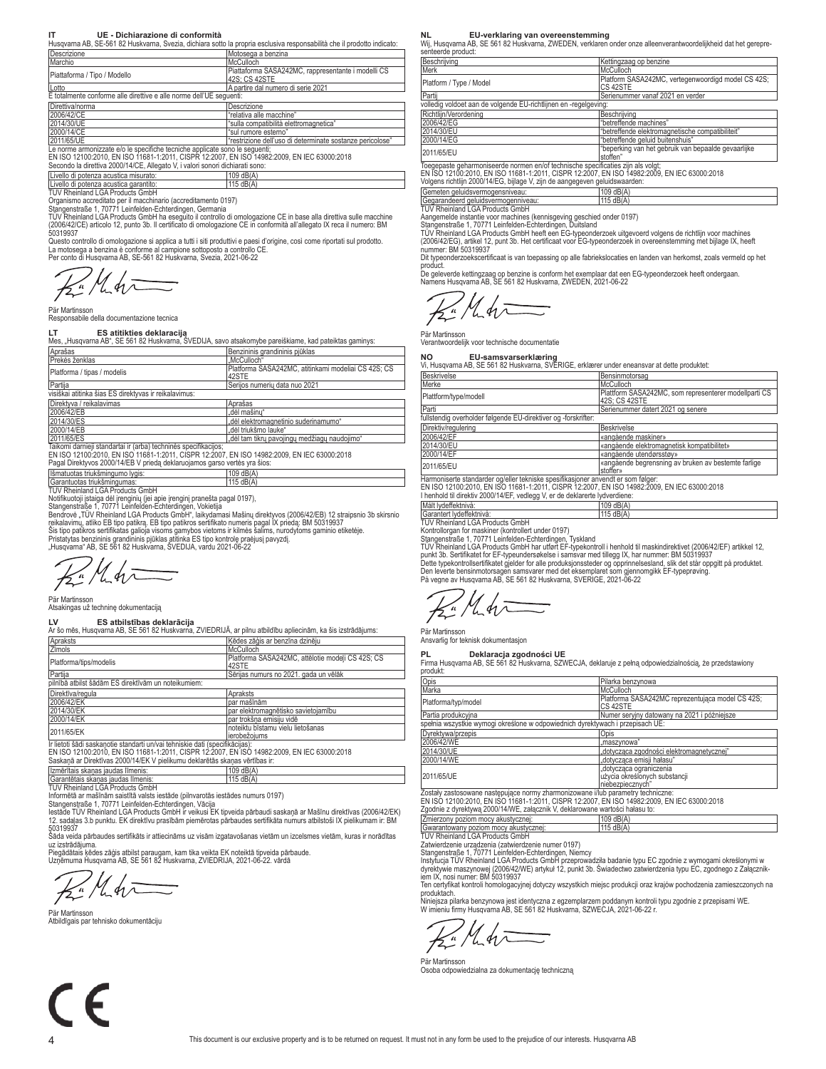## IT UE - Dichiarazione di conformità

Husqvarna AB, SE-561 82 Huskvarna, Svezia, dichiara sotto la propria esclusiva responsabilità che il prodotto indicato:

| Descrizione | Motosega a benzina |
|---|---|
| Marchio | McCulloch |
| Piattaforma / Tipo / Modello | Piattaforma SASA242MC, rappresentante i modelli CS 42S; CS 42STE |
| Lotto | A partire dal numero di serie 2021 |

È totalmente conforme alle direttive e alle norme dell'UE seguenti:

| Direttiva/norma | Descrizione |
|---|---|
| 2006/42/CE | "relativa alle macchine" |
| 2014/30/UE | "sulla compatibilità elettromagnetica" |
| 2000/14/CE | "sul rumore esterno" |
| 2011/65/UE | "restrizione dell'uso di determinate sostanze pericolose" |

Le norme armonizzate e/o le specifiche tecniche applicate sono le seguenti:
EN ISO 12100:2010, EN ISO 11681-1:2011, CISPR 12:2007, EN ISO 14982:2009, EN IEC 63000:2018
Secondo la direttiva 2000/14/CE, Allegato V, i valori sonori dichiarati sono:

| Livello di potenza acustica misurato: | 109 dB(A) |
|---|---|
| Livello di potenza acustica garantito: | 115 dB(A) |

TUV Rheinland LGA Products GmbH
Organismo accreditato per il macchinario (accreditamento 0197)
Stangenstraße 1, 70771 Leinfelden-Echterdingen, Germania
TÜV Rheinland LGA Products GmbH ha eseguito il controllo di omologazione CE in base alla direttiva sulle macchine (2006/42/CE) articolo 12, punto 3b. Il certificato di omologazione CE in conformità all'allegato IX reca il numero: BM 50319937
Questo controllo di omologazione si applica a tutti i siti produttivi e paesi d'origine, così come riportati sul prodotto.
La motosega a benzina è conforme al campione sottoposto a controllo CE.
Per conto di Husqvarna AB, SE-561 82 Huskvarna, Svezia, 2021-06-22

Pär Martinsson
Responsabile della documentazione tecnica

## LT ES atitikties deklaracija

Mes, „Husqvarna AB", SE 561 82 Huskvarna, ŠVEDIJA, savo atsakomybe pareiškiame, kad pateiktas gaminys:

| Aprašas | Benzininis grandininis pjūklas |
|---|---|
| Prekės ženklas | „McCulloch" |
| Platforma / tipas / modelis | Platforma SASA242MC, atitinkami modeliai CS 42S; CS 42STE |
| Partija | Serijos numerių data nuo 2021 |

visiškai atitinka šias ES direktyvas ir reikalavimus:

| Direktyva / reikalavimas | Aprašas |
|---|---|
| 2006/42/EB | „dėl mašinų" |
| 2014/30/ES | „dėl elektromagnetinio suderinamumo" |
| 2000/14/EB | „dėl triukšmo lauke" |
| 2011/65/ES | „dėl tam tikrų pavojingų medžiagų naudojimo" |

Taikomi darnieji standartai ir (arba) techninės specifikacijos;
EN ISO 12100:2010, EN ISO 11681-1:2011, CISPR 12:2007, EN ISO 14982:2009, EN IEC 63000:2018
Pagal Direktyvos 2000/14/EB V priedą deklaruojamos garso vertės yra šios:

| Išmatuotas triukšmingumo lygis: | 109 dB(A) |
|---|---|
| Garantuotas triukšmingumas: | 115 dB(A) |

TUV Rheinland LGA Products GmbH
Notifikuotoji įstaiga dėl įrenginių (jei apie įrenginį pranešta pagal 0197),
Stangenstraße 1, 70771 Leinfelden-Echterdingen, Vokietija
Bendrovė „TÜV Rheinland LGA Products GmbH", laikydamasi Mašinų direktyvos (2006/42/EB) 12 straipsnio 3b skirsnio reikalavimų, atliko EB tipo patikrą. EB tipo patikros sertifikato numeris pagal IX priedą: BM 50319937
Šis tipo patikros sertifikatas galioja visoms gamybos vietoms ir kilmės šalims, nurodytoms gaminio etiketėje.
Pristatytas benzininis grandininis pjūklas atitinka ES tipo kontrolę praėjusį pavyzdį.
„Husqvarna" AB, SE 561 82 Huskvarna, ŠVEDIJA, vardu 2021-06-22

Pär Martinsson
Atsakingas už techninę dokumentaciją

## LV ES atbilstības deklarācija

Ar šo mēs, Husqvarna AB, SE 561 82 Huskvarna, ZVIEDRIJĀ, ar pilnu atbildību apliecinām, ka šis izstrādājums:

| Apraksts | Ķēdes zāģis ar benzīna dzinēju |
|---|---|
| Zīmols | McCulloch |
| Platforma/tips/modelis | Platforma SASA242MC, attēlotie modeļi CS 42S; CS 42STE |
| Partija | Sērijas numurs no 2021. gada un vēlāk |

pilnībā atbilst šādām ES direktīvām un noteikumiem:

| Direktīva/regula | Apraksts |
|---|---|
| 2006/42/EK | par mašīnām |
| 2014/30/ES | par elektromagnētisko savietojamību |
| 2000/14/EK | par trokšņa emisiju vidē |
| 2011/65/EK | noteiktu bīstamu vielu lietošanas ierobežojums |

Ir lietoti šādi saskaņotie standarti un/vai tehniskie dati (specifikācijas):
EN ISO 12100:2010, EN ISO 11681-1:2011, CISPR 12:2007, EN ISO 14982:2009, EN IEC 63000:2018
Saskaņā ar Direktīvas 2000/14/EK V pielikumu deklarētās skaņas vērtības ir:

| Izmērītais skaņas jaudas līmenis: | 109 dB(A) |
|---|---|
| Garantētais skaņas jaudas līmenis: | 115 dB(A) |

TUV Rheinland LGA Products GmbH
Informētā ar mašīnām saistītā valsts iestāde (pilnvarotās iestādes numurs 0197)
Stangenstraße 1, 70771 Leinfelden-Echterdingen, Vācija
Iestāde TÜV Rheinland LGA Products GmbH ir veikusi EK tipveida pārbaudi saskaņā ar Mašīnu direktīvas (2006/42/EK) 12. sadaļas 3.b punktu. EK direktīvu prasībām piemērotas pārbaudes sertifikāta numurs atbilstoši IX pielikumam ir: BM 50319937
Šāda veida pārbaudes sertifikāts ir attiecināms uz visām izgatavošanas vietām un izcelsmes vietām, kuras ir norādītas uz izstrādājuma.
Piegādātais ķēdes zāģis atbilst paraugam, kam tika veikta EK noteiktā tipveida pārbaude.
Uzņēmuma Husqvarna AB, SE 561 82 Huskvarna, ZVIEDRIJA, 2021-06-22. vārdā

Pär Martinsson
Atbildīgais par tehnisko dokumentāciju

## NL EU-verklaring van overeenstemming

Wij, Husqvarna AB, SE 561 82 Huskvarna, ZWEDEN, verklaren onder onze alleenverantwoordelijkheid dat het gepresenteerde product:

| Beschrijving | Kettingzaag op benzine |
|---|---|
| Merk | McCulloch |
| Platform / Type / Model | Platform SASA242MC, vertegenwoordigd model CS 42S; CS 42STE |
| Partij | Serienummer vanaf 2021 en verder |

volledig voldoet aan de volgende EU-richtlijnen en -regelgeving:

| Richtlijn/Verordening | Beschrijving |
|---|---|
| 2006/42/EG | "betreffende machines" |
| 2014/30/EU | "betreffende elektromagnetische compatibiliteit" |
| 2000/14/EG | "betreffende geluid buitenshuis" |
| 2011/65/EU | "beperking van het gebruik van bepaalde gevaarlijke stoffen" |

Toegepaste geharmoniseerde normen en/of technische specificaties zijn als volgt;
EN ISO 12100:2010, EN ISO 11681-1:2011, CISPR 12:2007, EN ISO 14982:2009, EN IEC 63000:2018
Volgens richtlijn 2000/14/EG, bijlage V, zijn de aangegeven geluidswaarden:

| Gemeten geluidsvermogensniveau: | 109 dB(A) |
|---|---|
| Gegarandeerd geluidsvermogenniveau: | 115 dB(A) |

TUV Rheinland LGA Products GmbH
Aangemelde instantie voor machines (kennisgeving geschied onder 0197)
Stangenstraße 1, 70771 Leinfelden-Echterdingen, Duitsland
TÜV Rheinland LGA Products GmbH heeft een EG-typeonderzoek uitgevoerd volgens de richtlijn voor machines (2006/42/EG), artikel 12, punt 3b. Het certificaat voor EG-typeonderzoek in overeenstemming met bijlage IX, heeft nummer: BM 50319937
Dit typeonderzoekscertificaat is van toepassing op alle fabriekslocaties en landen van herkomst, zoals vermeld op het product.
De geleverde kettingzaag op benzine is conform het exemplaar dat een EG-typeonderzoek heeft ondergaan.
Namens Husqvarna AB, SE 561 82 Huskvarna, ZWEDEN, 2021-06-22

Pär Martinsson
Verantwoordelijk voor technische documentatie

## NO EU-samsvarserklæring

Vi, Husqvarna AB, SE 561 82 Huskvarna, SVERIGE, erklærer under eneansvar at dette produktet:

| Beskrivelse | Bensinmotorsag |
|---|---|
| Merke | McCulloch |
| Plattform/type/modell | Plattform SASA242MC, som representerer modellparti CS 42S; CS 42STE |
| Parti | Serienummer datert 2021 og senere |

fullstendig overholder følgende EU-direktiver og -forskrifter:

| Direktiv/regulering | Beskrivelse |
|---|---|
| 2006/42/EF | «angående maskiner» |
| 2014/30/EU | «angående elektromagnetisk kompatibilitet» |
| 2000/14/EF | «angående utendørsstøy» |
| 2011/65/EU | «angående begrensning av bruken av bestemte farlige stoffer» |

Harmoniserte standarder og/eller tekniske spesifikasjoner anvendt er som følger:
EN ISO 12100:2010, EN ISO 11681-1:2011, CISPR 12:2007, EN ISO 14982:2009, EN IEC 63000:2018
I henhold til direktiv 2000/14/EF, vedlegg V, er de deklarerte lydverdiene:

| Målt lydeffektnivå: | 109 dB(A) |
|---|---|
| Garantert lydeffektnivå: | 115 dB(A) |

TUV Rheinland LGA Products GmbH
Kontrollorgan for maskiner (kontrollert under 0197)
Stangenstraße 1, 70771 Leinfelden-Echterdingen, Tyskland
TÜV Rheinland LGA Products GmbH har utført EF-typekontroll i henhold til maskindirektivet (2006/42/EF) artikkel 12, punkt 3b. Sertifikatet for EF-typeundersøkelse i samsvar med tillegg IX, har nummer: BM 50319937
Dette typekontrollsertifikatet gjelder for alle produksjonssteder og opprinnelsesland, slik det står oppgitt på produktet.
Den leverte bensinmotorsagen samsvarer med det eksemplaret som gjennomgikk EF-typeprøving.
På vegne av Husqvarna AB, SE 561 82 Huskvarna, SVERIGE, 2021-06-22

Pär Martinsson
Ansvarlig for teknisk dokumentasjon

## PL Deklaracja zgodności UE

Firma Husqvarna AB, SE 561 82 Huskvarna, SZWECJA, deklaruje z pełną odpowiedzialnością, że przedstawiony produkt:

| Opis | Pilarka benzynowa |
|---|---|
| Marka | McCulloch |
| Platforma/typ/model | Platforma SASA242MC reprezentująca model CS 42S; CS 42STE |
| Partia produkcyjna | Numer seryjny datowany na 2021 i późniejsze |

spełnia wszystkie wymogi określone w odpowiednich dyrektywach i przepisach UE:

| Dyrektywa/przepis | Opis |
|---|---|
| 2006/42/WE | „maszynowa" |
| 2014/30/UE | „dotycząca zgodności elektromagnetycznej" |
| 2000/14/WE | „dotycząca emisji hałasu" |
| 2011/65/UE | „dotycząca ograniczenia użycia określonych substancji niebezpiecznych" |

Zostały zastosowane następujące normy zharmonizowane i/lub parametry techniczne:
EN ISO 12100:2010, EN ISO 11681-1:2011, CISPR 12:2007, EN ISO 14982:2009, EN IEC 63000:2018
Zgodnie z dyrektywą 2000/14/WE, załącznik V, deklarowane wartości hałasu to:

| Zmierzony poziom mocy akustycznej: | 109 dB(A) |
|---|---|
| Gwarantowany poziom mocy akustycznej: | 115 dB(A) |

TUV Rheinland LGA Products GmbH
Zatwierdzenie urządzenia (zatwierdzenie numer 0197)
Stangenstraße 1, 70771 Leinfelden-Echterdingen, Niemcy
Instytucja TÜV Rheinland LGA Products GmbH przeprowadziła badanie typu EC zgodnie z wymogami określonymi w dyrektywie maszynowej (2006/42/WE) artykuł 12, punkt 3b. Świadectwo zatwierdzenia typu EC, zgodnego z Załącznikiem IX, nosi numer: BM 50319937
Ten certyfikat kontroli homologacyjnej dotyczy wszystkich miejsc produkcji oraz krajów pochodzenia zamieszczonych na produktach.
Niniejsza pilarka benzynowa jest identyczna z egzemplarzem poddanym kontroli typu zgodnie z przepisami WE.
W imieniu firmy Husqvarna AB, SE 561 82 Huskvarna, SZWECJA, 2021-06-22 r.

Pär Martinsson
Osoba odpowiedzialna za dokumentację techniczną

CE

This document is our exclusive property and is to be returned on request. It must not in any form be used to the prejudice of our interests. Husqvarna AB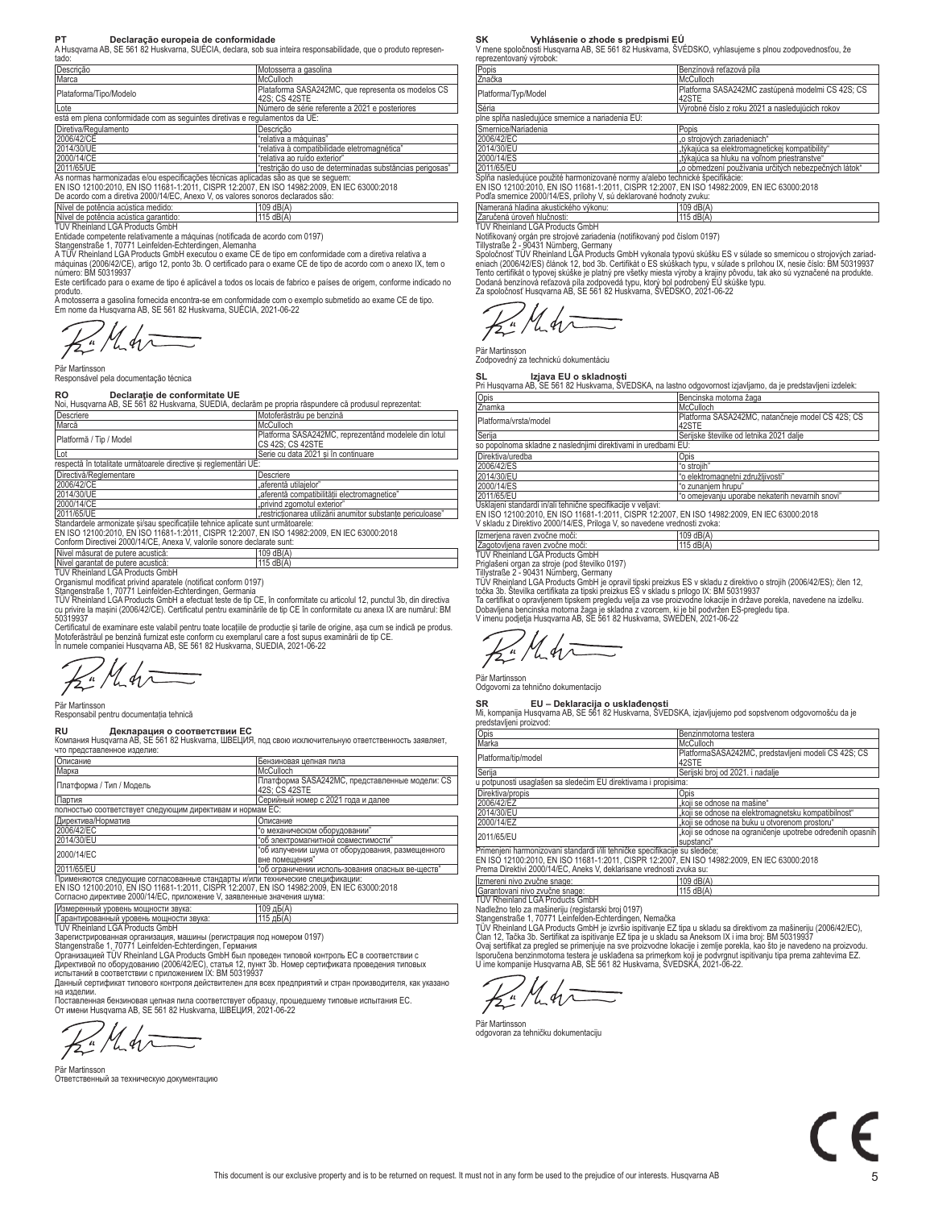## PT Declaração europeia de conformidade

A Husqvarna AB, SE 561 82 Huskvarna, SUÉCIA, declara, sob sua inteira responsabilidade, que o produto representado:

| Descrição | Motosserra a gasolina |
|---|---|
| Marca | McCulloch |
| Plataforma/Tipo/Modelo | Plataforma SASA242MC, que representa os modelos CS 42S; CS 42STE |
| Lote | Número de série referente a 2021 e posteriores |

está em plena conformidade com as seguintes diretivas e regulamentos da UE:

| Diretiva/Regulamento | Descrição |
|---|---|
| 2006/42/CE | "relativa a máquinas" |
| 2014/30/UE | "relativa à compatibilidade eletromagnética" |
| 2000/14/CE | "relativa ao ruído exterior" |
| 2011/65/UE | "restrição do uso de determinadas substâncias perigosas" |

As normas harmonizadas e/ou especificações técnicas aplicadas são as que se seguem:
EN ISO 12100:2010, EN ISO 11681-1:2011, CISPR 12:2007, EN ISO 14982:2009, EN IEC 63000:2018
De acordo com a diretiva 2000/14/CE, Anexo V, os valores sonoros declarados são:

| Nível de potência acústica medido: | 109 dB(A) |
|---|---|
| Nível de potência acústica garantido: | 115 dB(A) |

TÜV Rheinland LGA Products GmbH
Entidade competente relativamente a máquinas (notificada de acordo com 0197)
Stangenstraße 1, 70771 Leinfelden-Echterdingen, Alemanha
A TÜV Rheinland LGA Products GmbH executou o exame CE de tipo em conformidade com a diretiva relativa a máquinas (2006/42/CE), artigo 12, ponto 3b. O certificado para o exame CE de tipo de acordo com o anexo IX, tem o número: BM 50319937
Este certificado para o exame de tipo é aplicável a todos os locais de fabrico e países de origem, conforme indicado no produto.
A motosserra a gasolina fornecida encontra-se em conformidade com o exemplo submetido ao exame CE de tipo.
Em nome da Husqvarna AB, SE 561 82 Huskvarna, SUÉCIA, 2021-06-22

Pär Martinsson
Responsável pela documentação técnica

## RO Declarație de conformitate UE

Noi, Husqvarna AB, SE 561 82 Huskvarna, SUEDIA, declarăm pe propria răspundere că produsul reprezentat:

| Descriere | Motoferăstrău pe benzină |
|---|---|
| Marcă | McCulloch |
| Platformă / Tip / Model | Platforma SASA242MC, reprezentând modelele din lotul CS 42S; CS 42STE |
| Lot | Serie cu data 2021 și în continuare |

respectă în totalitate următoarele directive și reglementări UE:

| Directivă/Reglementare | Descriere |
|---|---|
| 2006/42/CE | „aferentă utilajelor" |
| 2014/30/UE | „aferentă compatibilității electromagnetice" |
| 2000/14/CE | „privind zgomotul exterior" |
| 2011/65/UE | „restricționarea utilizării anumitor substanțe periculoase" |

Standardele armonizate și/sau specificațiile tehnice aplicate sunt următoarele:
EN ISO 12100:2010, EN ISO 11681-1:2011, CISPR 12:2007, EN ISO 14982:2009, EN IEC 63000:2018
Conform Directivei 2000/14/CE, Anexa V, valorile sonore declarate sunt:

| Nivel măsurat de putere acustică: | 109 dB(A) |
|---|---|
| Nivel garantat de putere acustică: | 115 dB(A) |

TÜV Rheinland LGA Products GmbH
Organismul modificat privind aparatele (notificat conform 0197)
Stangenstraße 1, 70771 Leinfelden-Echterdingen, Germania
TÜV Rheinland LGA Products GmbH a efectuat teste de tip CE, în conformitate cu articolul 12, punctul 3b, din directiva cu privire la mașini (2006/42/CE). Certificatul pentru examinările de tip CE în conformitate cu anexa IX are numărul: BM 50319937
Certificatul de examinare este valabil pentru toate locațiile de producție și țările de origine, așa cum se indică pe produs.
Motoferăstrăul pe benzină furnizat este conform cu exemplarul care a fost supus examinării de tip CE.
În numele companiei Husqvarna AB, SE 561 82 Huskvarna, SUEDIA, 2021-06-22

Pär Martinsson
Responsabil pentru documentația tehnică

## RU Декларация о соответствии ЕС

Компания Husqvarna AB, SE 561 82 Huskvarna, ШВЕЦИЯ, под свою исключительную ответственность заявляет, что представленное изделие:

| Описание | Бензиновая цепная пила |
|---|---|
| Марка | McCulloch |
| Платформа / Тип / Модель | Платформа SASA242MC, представленные модели: CS 42S; CS 42STE |
| Партия | Серийный номер с 2021 года и далее |

полностью соответствует следующим директивам и нормам ЕС:

| Директива/Норматив | Описание |
|---|---|
| 2006/42/EC | "о механическом оборудовании" |
| 2014/30/EU | "об электромагнитной совместимости" |
| 2000/14/EC | "об излучении шума от оборудования, размещенного вне помещения" |
| 2011/65/EU | "об ограничении исполь-зования опасных ве-ществ" |

Применяются следующие согласованные стандарты и/или технические спецификации:
EN ISO 12100:2010, EN ISO 11681-1:2011, CISPR 12:2007, EN ISO 14982:2009, EN IEC 63000:2018
Согласно директиве 2000/14/EC, приложение V, заявленные значения шума:

| Измеренный уровень мощности звука: | 109 дБ(A) |
|---|---|
| Гарантированный уровень мощности звука: | 115 дБ(A) |

TÜV Rheinland LGA Products GmbH
Зарегистрированная организация, машины (регистрация под номером 0197)
Stangenstraße 1, 70771 Leinfelden-Echterdingen, Германия
Организацией TÜV Rheinland LGA Products GmbH был проведен типовой контроль ЕС в соответствии с Директивой по оборудованию (2006/42/EC), статья 12, пункт 3b. Номер сертификата проведения типовых испытаний в соответствии с приложением IX: BM 50319937
Данный сертификат типового контроля действителен для всех предприятий и стран производителя, как указано на изделии.
Поставленная бензиновая цепная пила соответствует образцу, прошедшему типовые испытания ЕС.
От имени Husqvarna AB, SE 561 82 Huskvarna, ШВЕЦИЯ, 2021-06-22

Pär Martinsson
Ответственный за техническую документацию

## SK Vyhlásenie o zhode s predpismi EÚ

V mene spoločnosti Husqvarna AB, SE 561 82 Huskvarna, ŠVÉDSKO, vyhlasujeme s plnou zodpovednosťou, že reprezentovaný výrobok:

| Popis | Benzínová reťazová píla |
|---|---|
| Značka | McCulloch |
| Platforma/Typ/Model | Platforma SASA242MC zastúpená modelmi CS 42S; CS 42STE |
| Séria | Výrobné číslo z roku 2021 a nasledujúcich rokov |

plne spĺňa nasledujúce smernice a nariadenia EÚ:

| Smernice/Nariadenia | Popis |
|---|---|
| 2006/42/EC | „o strojových zariadeniach" |
| 2014/30/EU | „týkajúca sa elektromagnetickej kompatibility" |
| 2000/14/ES | „týkajúca sa hluku na voľnom priestranstve" |
| 2011/65/EU | „o obmedzení používania určitých nebezpečných látok" |

Spĺňa nasledujúce použité harmonizované normy a/alebo technické špecifikácie:
EN ISO 12100:2010, EN ISO 11681-1:2011, CISPR 12:2007, EN ISO 14982:2009, EN IEC 63000:2018
Podľa smernice 2000/14/ES, prílohy V, sú deklarované hodnoty zvuku:

| Nameraná hladina akustického výkonu: | 109 dB(A) |
|---|---|
| Zaručená úroveň hlučnosti: | 115 dB(A) |

TÜV Rheinland LGA Products GmbH
Notifikovaný orgán pre strojové zariadenia (notifikovaný pod číslom 0197)
Tillystraße 2 - 90431 Nürnberg, Germany
Spoločnosť TÜV Rheinland LGA Products GmbH vykonala typovú skúšku ES v súlade so smernicou o strojových zariadeniach (2006/42/ES) článok 12, bod 3b. Certifikát o ES skúškach typu, v súlade s prílohou IX, nesie číslo: BM 50319937
Tento certifikát o typovej skúške je platný pre všetky miesta výroby a krajiny pôvodu, tak ako sú vyznačené na produkte.
Dodaná benzínová reťazová píla zodpovedá typu, ktorý bol podrobený EÚ skúške typu.
Za spoločnosť Husqvarna AB, SE 561 82 Huskvarna, ŠVÉDSKO, 2021-06-22

Pär Martinsson
Zodpovedný za technickú dokumentáciu

## SL Izjava EU o skladnosti

Pri Husqvarna AB, SE 561 82 Huskvarna, ŠVEDSKA, na lastno odgovornost izjavljamo, da je predstavljeni izdelek:

| Opis | Bencinska motorna žaga |
|---|---|
| Znamka | McCulloch |
| Platforma/vrsta/model | Platforma SASA242MC, natančneje model CS 42S; CS 42STE |
| Serija | Serijske številke od letnika 2021 dalje |

so popolnoma skladne z naslednjimi direktivami in uredbami EU:

| Direktiva/uredba | Opis |
|---|---|
| 2006/42/ES | "o strojih" |
| 2014/30/EU | "o elektromagnetni združljivosti" |
| 2000/14/ES | "o zunanjem hrupu" |
| 2011/65/EU | "o omejevanju uporabe nekaterih nevarnih snovi" |

Usklajeni standardi in/ali tehnične specifikacije v veljavi:
EN ISO 12100:2010, EN ISO 11681-1:2011, CISPR 12:2007, EN ISO 14982:2009, EN IEC 63000:2018
V skladu z Direktivo 2000/14/ES, Priloga V, so navedene vrednosti zvoka:

| Izmerjena raven zvočne moči: | 109 dB(A) |
|---|---|
| Zagotovljena raven zvočne moči: | 115 dB(A) |

TÜV Rheinland LGA Products GmbH
Priglašeni organ za stroje (pod številko 0197)
Tillystraße 2 - 90431 Nürnberg, Germany
TÜV Rheinland LGA Products GmbH je opravil tipski preizkus ES v skladu z direktivo o strojih (2006/42/ES); člen 12, točka 3b. Številka certifikata za tipski preizkus ES v skladu s prilogo IX: BM 50319937
Ta certifikat o opravljenem tipskem pregledu velja za vse proizvodne lokacije in države porekla, navedene na izdelku.
Dobavljena bencinska motorna žaga je skladna z vzorcem, ki je bil podvržen ES-pregledu tipa.
V imenu podjetja Husqvarna AB, SE 561 82 Huskvarna, SWEDEN, 2021-06-22

Pär Martinsson
Odgovorni za tehnično dokumentacijo

## SR EU – Deklaracija o usklađenosti

Mi, kompanija Husqvarna AB, SE 561 82 Huskvarna, ŠVEDSKA, izjavljujemo pod sopstvenom odgovornošću da je predstavljeni proizvod:

| Opis | Benzinmotorna testera |
|---|---|
| Marka | McCulloch |
| Platforma/tip/model | PlatformaSASA242MC, predstavljeni modeli CS 42S; CS 42STE |
| Serija | Serijski broj od 2021. i nadalje |

u potpunosti usaglašen sa sledećim EU direktivama i propisima:

| Direktiva/propis | Opis |
|---|---|
| 2006/42/EZ | „koji se odnose na mašine" |
| 2014/30/EU | „koji se odnose na elektromagnetsku kompatibilnost" |
| 2000/14/EZ | „koji se odnose na buku u otvorenom prostoru" |
| 2011/65/EU | „koji se odnose na ograničenje upotrebe određenih opasnih supstanci" |

Primenjeni harmonizovani standardi i/ili tehničke specifikacije su sledeće:
EN ISO 12100:2010, EN ISO 11681-1:2011, CISPR 12:2007, EN ISO 14982:2009, EN IEC 63000:2018
Prema Direktivi 2000/14/EZ, Aneks V, deklarisane vrednosti zvuka su:

| Izmereni nivo zvučne snage: | 109 dB(A) |
|---|---|
| Garantovani nivo zvučne snage: | 115 dB(A) |

TÜV Rheinland LGA Products GmbH
Nadležno telo za mašineriju (registarski broj 0197)
Stangenstraße 1, 70771 Leinfelden-Echterdingen, Nemačka
TÜV Rheinland LGA Products GmbH je izvršio ispitivanje EZ tipa u skladu sa direktivom za mašineriju (2006/42/EC), Član 12, Tačka 3b. Sertifikat za ispitivanje EZ tipa je u skladu sa Aneksom IX i ima broj: BM 50319937
Ovaj sertifikat za pregled se primenjuje na sve proizvodne lokacije i zemlje porekla, kao što je navedeno na proizvodu.
Isporučena benzinmotorna testera je usklađena sa primerkom koji je podvrgnut ispitivanju tipa prema zahtevima EZ.
U ime kompanije Husqvarna AB, SE 561 82 Huskvarna, ŠVEDSKA, 2021-06-22.

Pär Martinsson
odgovoran za tehničku dokumentaciju

CE

This document is our exclusive property and is to be returned on request. It must not in any form be used to the prejudice of our interests. Husqvarna AB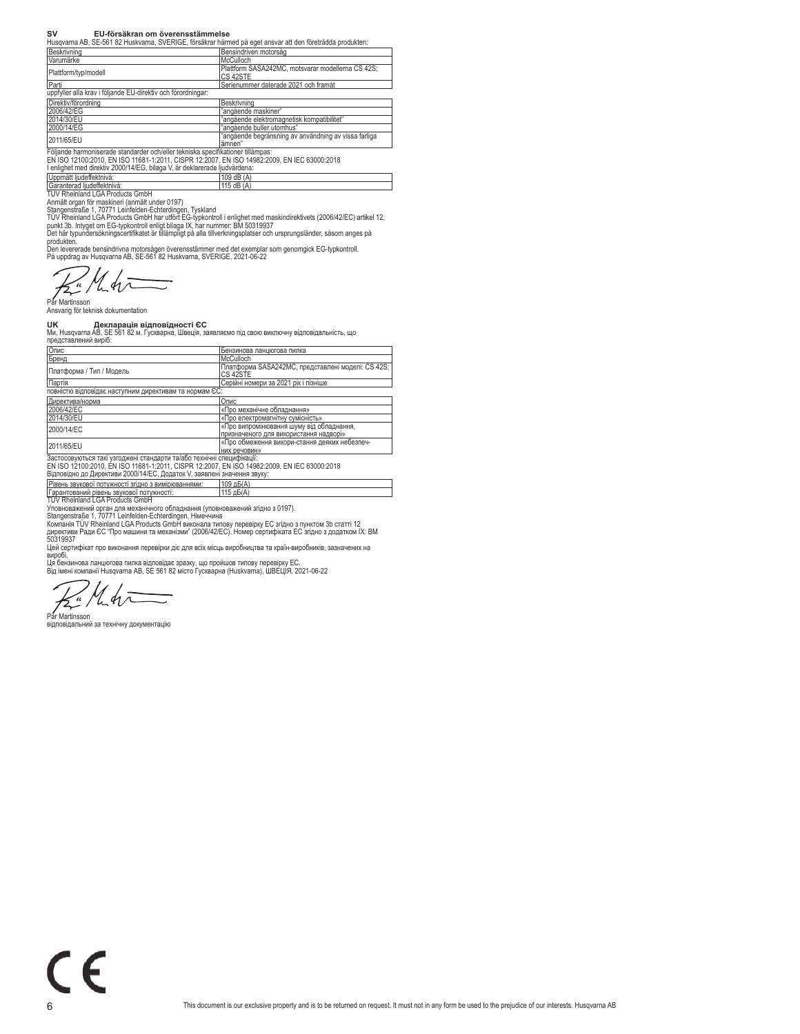## SV EU-försäkran om överensstämmelse

Husqvarna AB, SE-561 82 Huskvarna, SVERIGE, försäkrar härmed på eget ansvar att den företrädda produkten:

| Beskrivning | Bensindriven motorsåg |
|---|---|
| Varumärke | McCulloch |
| Plattform/typ/modell | Plattform SASA242MC, motsvarar modellerna CS 42S; CS 42STE |
| Parti | Serienummer daterade 2021 och framåt |

uppfyller alla krav i följande EU-direktiv och förordningar:

| Direktiv/förordning | Beskrivning |
|---|---|
| 2006/42/EG | "angående maskiner" |
| 2014/30/EU | "angående elektromagnetisk kompatibilitet" |
| 2000/14/EG | "angående buller utomhus" |
| 2011/65/EU | "angående begränsning av användning av vissa farliga ämnen" |

Följande harmoniserade standarder och/eller tekniska specifikationer tillämpas:
EN ISO 12100:2010, EN ISO 11681-1:2011, CISPR 12:2007, EN ISO 14982:2009, EN IEC 63000:2018
I enlighet med direktiv 2000/14/EG, bilaga V, är deklarerade ljudvärdena:

| Uppmätt ljudeffektnivå: | 109 dB (A) |
|---|---|
| Garanterad ljudeffektnivå: | 115 dB (A) |

TÜV Rheinland LGA Products GmbH
Anmält organ för maskineri (anmält under 0197)
Stangenstraße 1, 70771 Leinfelden-Echterdingen, Tyskland
TÜV Rheinland LGA Products GmbH har utfört EG-typkontroll i enlighet med maskindirektivets (2006/42/EC) artikel 12, punkt 3b. Intyget om EG-typkontroll enligt bilaga IX, har nummer: BM 50319937
Det här typundersökningscertifikatet är tillämpligt på alla tillverkningsplatser och ursprungsländer, såsom anges på produkten.
Den levererade bensindrivna motorsågen överensstämmer med det exemplar som genomgick EG-typkontroll.
På uppdrag av Husqvarna AB, SE-561 82 Huskvarna, SVERIGE, 2021-06-22

Pär Martinsson
Ansvarig för teknisk dokumentation

## UK Декларація відповідності ЄС

Ми, Husqvarna AB, SE 561 82 м. Гускварна, Швеція, заявляємо під свою виключну відповідальність, що представлений виріб:

| Опис | Бензинова ланцюгова пилка |
|---|---|
| Бренд | McCulloch |
| Платформа / Тип / Модель | Платформа SASA242MC, представлені моделі: CS 42S; CS 42STE |
| Партія | Серійні номери за 2021 рік і пізніше |

повністю відповідає наступним директивам та нормам ЄС:

| Директива/норма | Опис |
|---|---|
| 2006/42/EC | «Про механічне обладнання» |
| 2014/30/EU | «Про електромагнітну сумісність» |
| 2000/14/EC | «Про випромінювання шуму від обладнання, призначеного для використання надворі» |
| 2011/65/EU | «Про обмеження викори-стання деяких небезпеч-них речовин» |

Застосовуються такі узгоджені стандарти та/або технічні специфікації:
EN ISO 12100:2010, EN ISO 11681-1:2011, CISPR 12:2007, EN ISO 14982:2009, EN IEC 63000:2018
Відповідно до Директиви 2000/14/EC, Додаток V, заявлені значення звуку:

| Рівень звукової потужності згідно з вимірюваннями: | 109 дБ(A) |
|---|---|
| Гарантований рівень звукової потужності: | 115 дБ(A) |

TÜV Rheinland LGA Products GmbH
Уповноважений орган для механічного обладнання (уповноважений згідно з 0197).
Stangenstraße 1, 70771 Leinfelden-Echterdingen, Німеччина
Компанія TÜV Rheinland LGA Products GmbH виконала типову перевірку ЕС згідно з пунктом 3b статті 12 директиви Ради ЄС "Про машини та механізми" (2006/42/EC). Номер сертифіката ЕС згідно з додатком IX: BM 50319937
Цей сертифікат про виконання перевірки діє для всіх місць виробництва та країн-виробників, зазначених на виробі.
Ця бензинова ланцюгова пилка відповідає зразку, що пройшов типову перевірку ЕС.
Від імені компанії Husqvarna AB, SE 561 82 місто Гускварна (Huskvarna), ШВЕЦІЯ, 2021-06-22

Pär Martinsson
відповідальний за технічну документацію

CE

This document is our exclusive property and is to be returned on request. It must not in any form be used to the prejudice of our interests. Husqvarna AB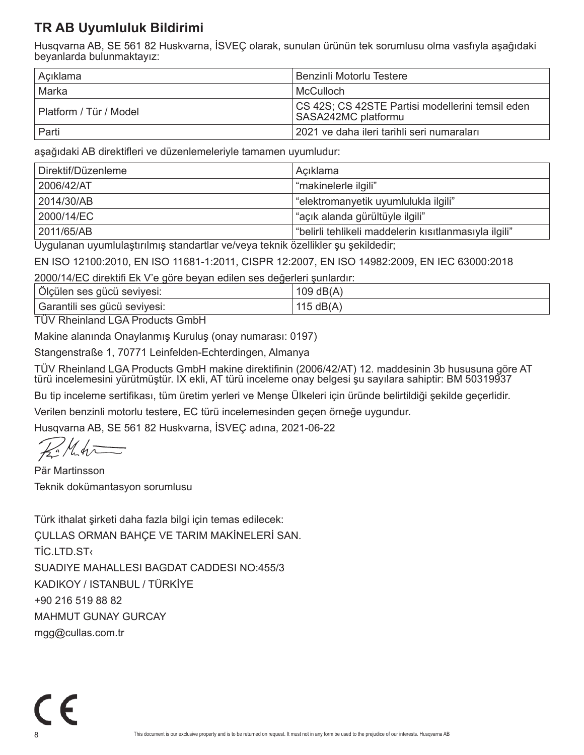# TR AB Uyumluluk Bildirimi

Husqvarna AB, SE 561 82 Huskvarna, İSVEÇ olarak, sunulan ürünün tek sorumlusu olma vasfıyla aşağıdaki beyanlarda bulunmaktayız:

| | |
|---|---|
| Açıklama | Benzinli Motorlu Testere |
| Marka | McCulloch |
| Platform / Tür / Model | CS 42S; CS 42STE Partisi modellerini temsil eden SASA242MC platformu |
| Parti | 2021 ve daha ileri tarihli seri numaraları |

aşağıdaki AB direktifleri ve düzenlemeleriyle tamamen uyumludur:

| Direktif/Düzenleme | Açıklama |
|---|---|
| 2006/42/AT | “makinelerle ilgili” |
| 2014/30/AB | “elektromanyetik uyumlulukla ilgili” |
| 2000/14/EC | “açık alanda gürültüyle ilgili” |
| 2011/65/AB | “belirli tehlikeli maddelerin kısıtlanmasıyla ilgili” |

Uygulanan uyumlulaştırılmış standartlar ve/veya teknik özellikler şu şekildedir;

EN ISO 12100:2010, EN ISO 11681-1:2011, CISPR 12:2007, EN ISO 14982:2009, EN IEC 63000:2018

2000/14/EC direktifi Ek V’e göre beyan edilen ses değerleri şunlardır:

| | |
|---|---|
| Ölçülen ses gücü seviyesi: | 109 dB(A) |
| Garantili ses gücü seviyesi: | 115 dB(A) |

TÜV Rheinland LGA Products GmbH

Makine alanında Onaylanmış Kuruluş (onay numarası: 0197)

Stangenstraße 1, 70771 Leinfelden-Echterdingen, Almanya

TÜV Rheinland LGA Products GmbH makine direktifinin (2006/42/AT) 12. maddesinin 3b hususuna göre AT türü incelemesini yürütmüştür. IX ekli, AT türü inceleme onay belgesi şu sayılara sahiptir: BM 50319937

Bu tip inceleme sertifikası, tüm üretim yerleri ve Menşe Ülkeleri için üründe belirtildiği şekilde geçerlidir.

Verilen benzinli motorlu testere, EC türü incelemesinden geçen örneğe uygundur.

Husqvarna AB, SE 561 82 Huskvarna, İSVEÇ adına, 2021-06-22

Pär Martinsson

Teknik dokümantasyon sorumlusu

Türk ithalat şirketi daha fazla bilgi için temas edilecek:

ÇULLAS ORMAN BAHÇE VE TARIM MAKİNELERİ SAN.

TİC.LTD.ST‹

SUADIYE MAHALLESI BAGDAT CADDESI NO:455/3

KADIKOY / ISTANBUL / TÜRKİYE

+90 216 519 88 82

MAHMUT GUNAY GURCAY

mgg@cullas.com.tr

CE

This document is our exclusive property and is to be returned on request. It must not in any form be used to the prejudice of our interests. Husqvarna AB